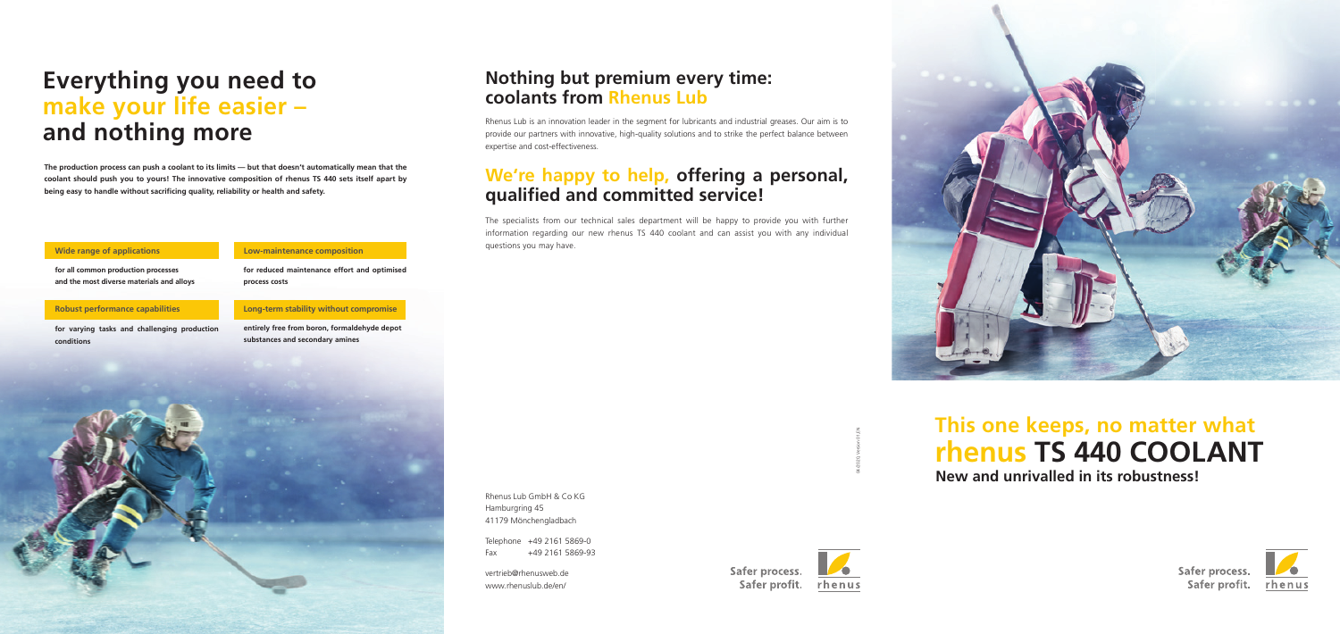# Everything you need to make your life easier – and nothing more

**The production process can push a coolant to its limits — but that doesn't automatically mean that the coolant should push you to yours! The innovative composition of rhenus TS 440 sets itself apart by being easy to handle without sacrificing quality, reliability or health and safety.**

**Wide range of applications**

**for all common production processes and the most diverse materials and alloys**

**Low-maintenance composition**

**for reduced maintenance effort and optimised process costs**

**Robust performance capabilities**

**for varying tasks and challenging production conditions**

**Long-term stability without compromise**

**entirely free from boron, formaldehyde depot substances and secondary amines**

## Nothing but premium every time: coolants from Rhenus Lub

Rhenus Lub is an innovation leader in the segment for lubricants and industrial greases. Our aim is to provide our partners with innovative, high-quality solutions and to strike the perfect balance between expertise and cost-effectiveness.

## We're happy to help, offering a personal, qualified and committed service!

The specialists from our technical sales department will be happy to provide you with further information regarding our new rhenus TS 440 coolant and can assist you with any individual questions you may have.

Rhenus Lub GmbH & Co KG
Hamburgring 45
41179 Mönchengladbach

Telephone +49 2161 5869-0
Fax +49 2161 5869-93

vertrieb@rhenusweb.de
www.rhenuslub.de/en/

Safer process.
Safer profit.

# This one keeps, no matter what rhenus TS 440 COOLANT

**New and unrivalled in its robustness!**

Safer process.
Safer profit.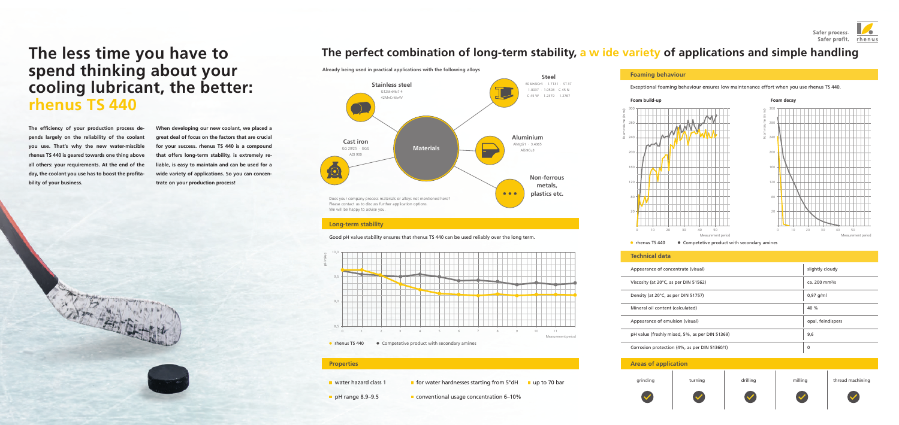Safer process.
Safer profit.

# The less time you have to spend thinking about your cooling lubricant, the better: rhenus TS 440

**The efficiency of your production process depends largely on the reliability of the coolant you use. That's why the new water-miscible rhenus TS 440 is geared towards one thing above all others: your requirements. At the end of the day, the coolant you use has to boost the profitability of your business.**

**When developing our new coolant, we placed a great deal of focus on the factors that are crucial for your success. rhenus TS 440 is a compound that offers long-term stability, is extremely reliable, is easy to maintain and can be used for a wide variety of applications. So you can concentrate on your production process!**

# The perfect combination of long-term stability, a w ide variety of applications and simple handling

**Already being used in practical applications with the following alloys**

Materials

**Stainless steel**
G12MnMo7-4
42MnCrMo4V

**Steel**
60MnSiCr4 · 1.7131 · ST 37
1.0037 · 1.0503 · C 45 N
C 45 W · 1.2379 · 1.2767

**Cast iron**
GG 20/25 · GGG
ADI 900

**Aluminium**
AlMgSi1 · 3.4365
AlSi8Cu3

**Non-ferrous metals, plastics etc.**

Does your company process materials or alloys not mentioned here? Please contact us to discuss further application options. We will be happy to advise you.

## Long-term stability

Good pH value stability ensures that rhenus TS 440 can be used reliably over the long term.

pH value
10,0
9,5
9,0
8,5
0 1 2 3 4 5 6 7 8 9 10 11
Measurement period

rhenus TS 440 · Competetive product with secondary amines

## Properties

- water hazard class 1
- for water hardnesses starting from 5°dH
- up to 70 bar
- pH range 8.9–9.5
- conventional usage concentration 6–10%

## Foaming behaviour

Exceptional foaming behaviour ensures low maintenance effort when you use rhenus TS 440.

**Foam build-up**

Foam volume (in ml)
300
280
240
200
160
120
80
20
0 10 20 30 40 50
Measurement period

**Foam decay**

Foam volume (in ml)
300
280
240
200
160
120
80
20
0 10 20 30 40 50
Measurement period

rhenus TS 440 · Competetive product with secondary amines

## Technical data

| | |
|---|---|
| Appearance of concentrate (visual) | slightly cloudy |
| Viscosity (at 20°C, as per DIN 51562) | ca. 200 mm²/s |
| Density (at 20°C, as per DIN 51757) | 0,97 g/ml |
| Mineral oil content (calculated) | 40 % |
| Appearance of emulsion (visual) | opal, feindispers |
| pH value (freshly mixed, 5%, as per DIN 51369) | 9,6 |
| Corrosion protection (4%, as per DIN 51360/1) | 0 |

## Areas of application

| grinding | turning | drilling | milling | thread machining |
|---|---|---|---|---|
| ✓ | ✓ | ✓ | ✓ | ✓ |